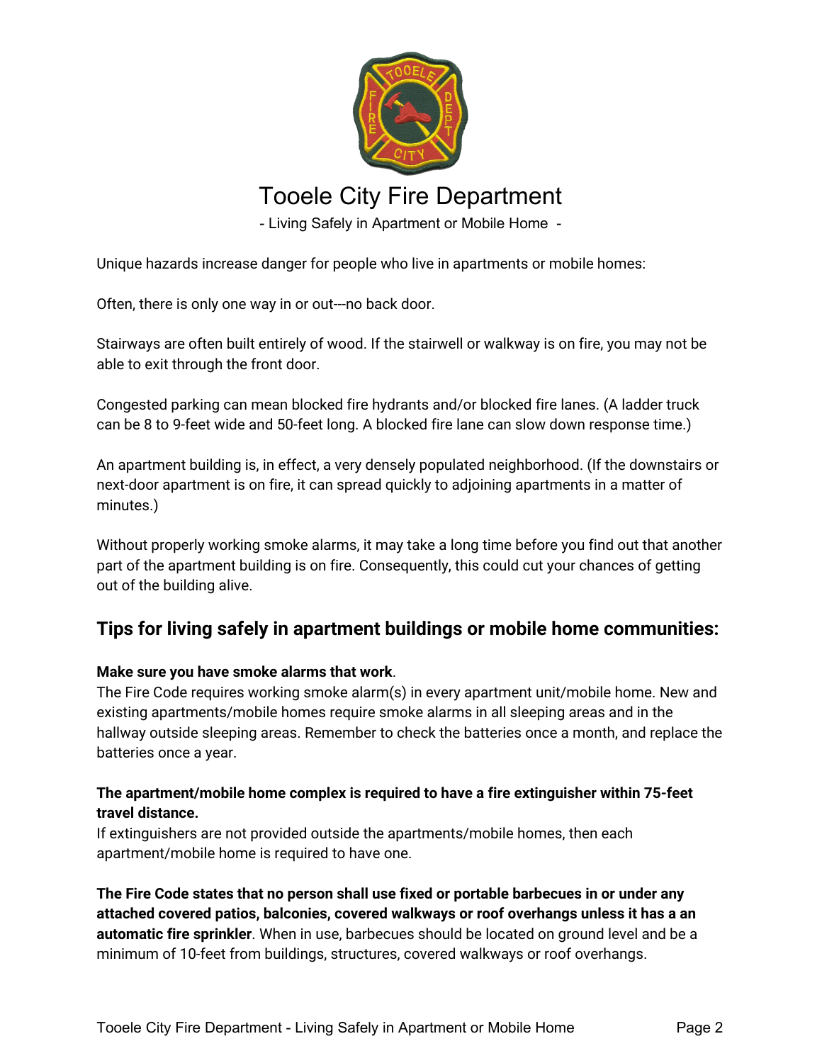# Tooele City Fire Department

- Living Safely in Apartment or Mobile Home -

Unique hazards increase danger for people who live in apartments or mobile homes:

Often, there is only one way in or out---no back door.

Stairways are often built entirely of wood. If the stairwell or walkway is on fire, you may not be able to exit through the front door.

Congested parking can mean blocked fire hydrants and/or blocked fire lanes. (A ladder truck can be 8 to 9-feet wide and 50-feet long. A blocked fire lane can slow down response time.)

An apartment building is, in effect, a very densely populated neighborhood. (If the downstairs or next-door apartment is on fire, it can spread quickly to adjoining apartments in a matter of minutes.)

Without properly working smoke alarms, it may take a long time before you find out that another part of the apartment building is on fire. Consequently, this could cut your chances of getting out of the building alive.

## Tips for living safely in apartment buildings or mobile home communities:

**Make sure you have smoke alarms that work**.
The Fire Code requires working smoke alarm(s) in every apartment unit/mobile home. New and existing apartments/mobile homes require smoke alarms in all sleeping areas and in the hallway outside sleeping areas. Remember to check the batteries once a month, and replace the batteries once a year.

**The apartment/mobile home complex is required to have a fire extinguisher within 75-feet travel distance.**
If extinguishers are not provided outside the apartments/mobile homes, then each apartment/mobile home is required to have one.

**The Fire Code states that no person shall use fixed or portable barbecues in or under any attached covered patios, balconies, covered walkways or roof overhangs unless it has a an automatic fire sprinkler**. When in use, barbecues should be located on ground level and be a minimum of 10-feet from buildings, structures, covered walkways or roof overhangs.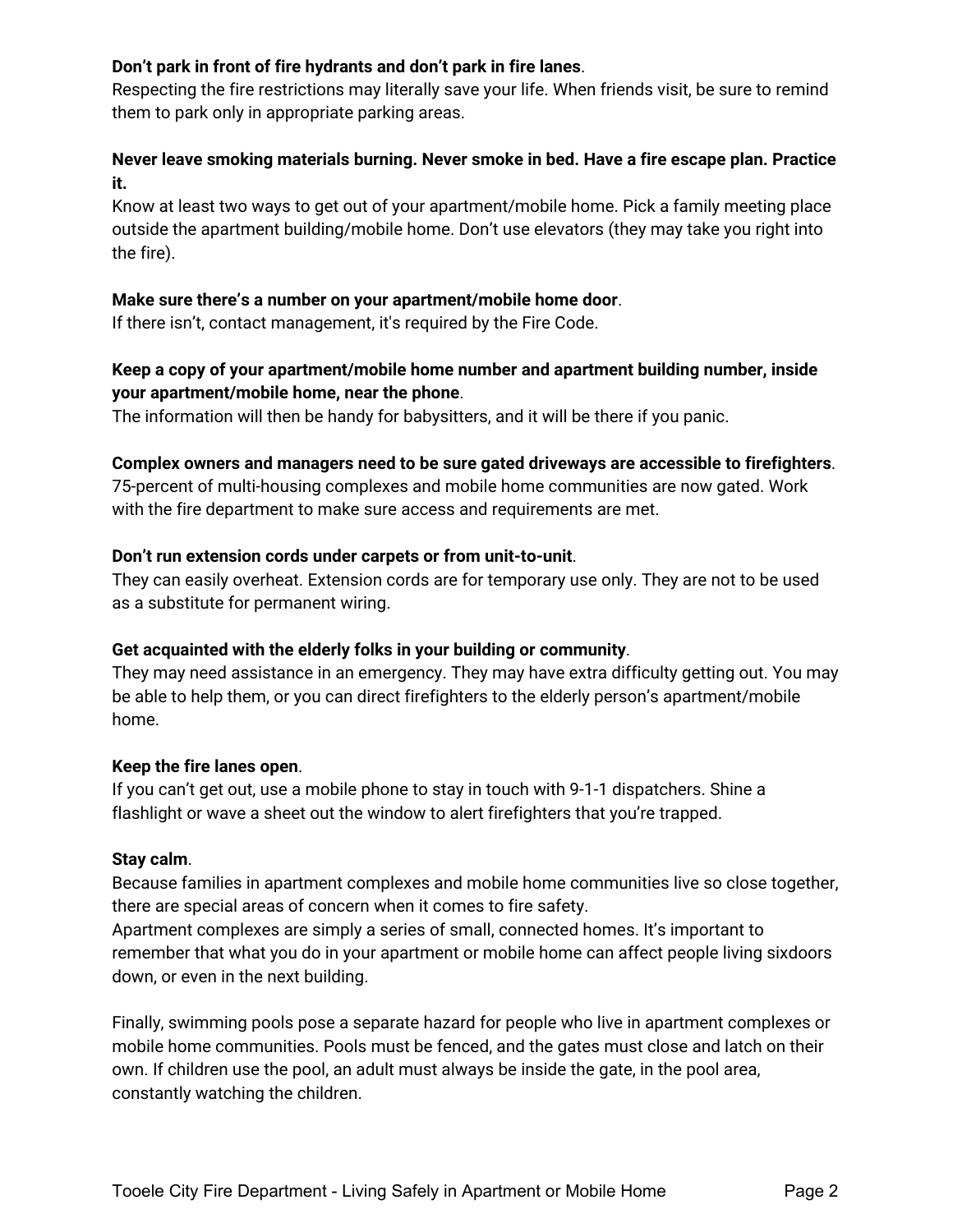**Don't park in front of fire hydrants and don't park in fire lanes**.
Respecting the fire restrictions may literally save your life. When friends visit, be sure to remind them to park only in appropriate parking areas.

**Never leave smoking materials burning. Never smoke in bed. Have a fire escape plan. Practice it.**
Know at least two ways to get out of your apartment/mobile home. Pick a family meeting place outside the apartment building/mobile home. Don't use elevators (they may take you right into the fire).

**Make sure there's a number on your apartment/mobile home door**.
If there isn't, contact management, it's required by the Fire Code.

**Keep a copy of your apartment/mobile home number and apartment building number, inside your apartment/mobile home, near the phone**.
The information will then be handy for babysitters, and it will be there if you panic.

**Complex owners and managers need to be sure gated driveways are accessible to firefighters**.
75-percent of multi-housing complexes and mobile home communities are now gated. Work with the fire department to make sure access and requirements are met.

**Don't run extension cords under carpets or from unit-to-unit**.
They can easily overheat. Extension cords are for temporary use only. They are not to be used as a substitute for permanent wiring.

**Get acquainted with the elderly folks in your building or community**.
They may need assistance in an emergency. They may have extra difficulty getting out. You may be able to help them, or you can direct firefighters to the elderly person's apartment/mobile home.

**Keep the fire lanes open**.
If you can't get out, use a mobile phone to stay in touch with 9-1-1 dispatchers. Shine a flashlight or wave a sheet out the window to alert firefighters that you're trapped.

**Stay calm**.
Because families in apartment complexes and mobile home communities live so close together, there are special areas of concern when it comes to fire safety.
Apartment complexes are simply a series of small, connected homes. It's important to remember that what you do in your apartment or mobile home can affect people living sixdoors down, or even in the next building.

Finally, swimming pools pose a separate hazard for people who live in apartment complexes or mobile home communities. Pools must be fenced, and the gates must close and latch on their own. If children use the pool, an adult must always be inside the gate, in the pool area, constantly watching the children.